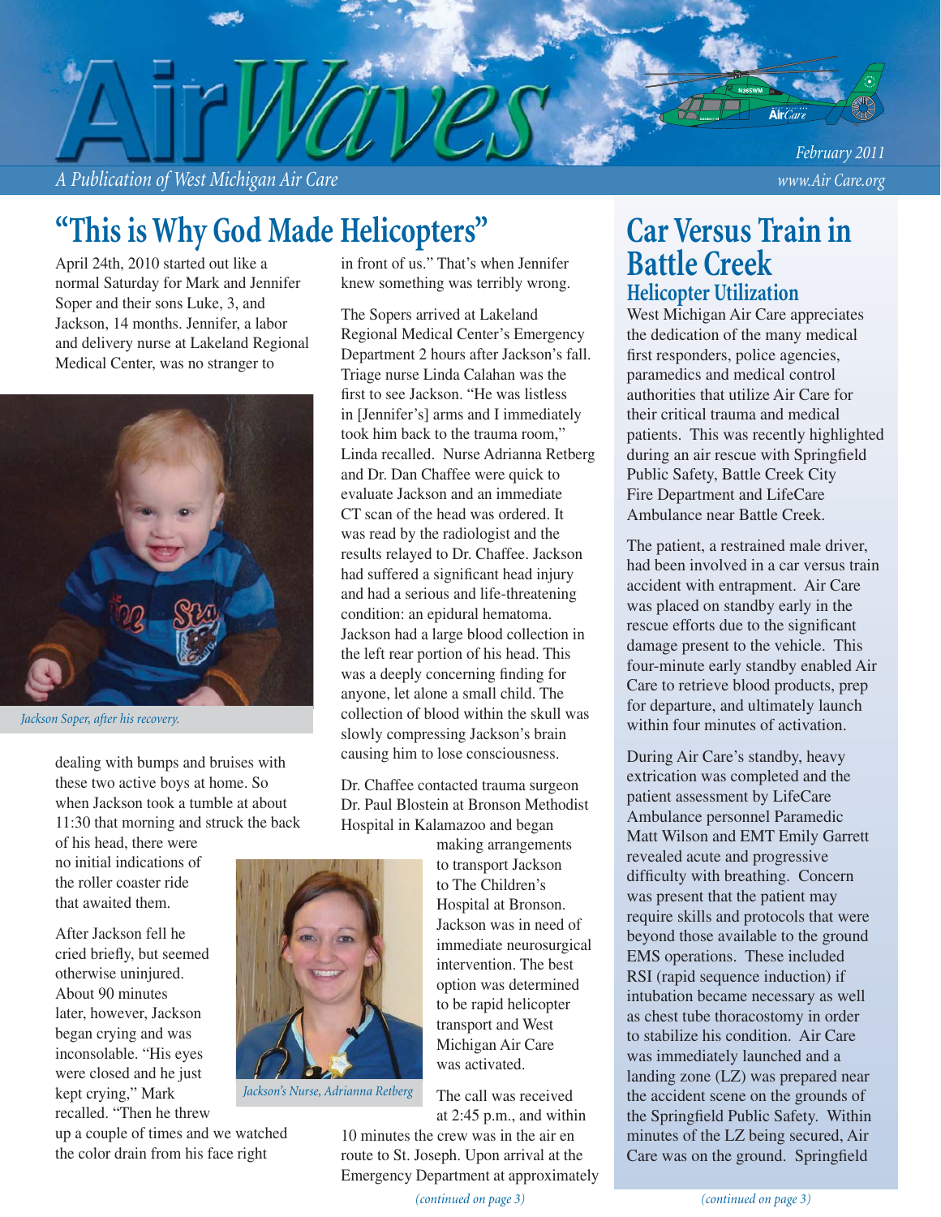# AirWaves

*A Publication of West Michigan Air Care*

*February 2011*

*www.Air Care.org*

## "This is Why God Made Helicopters"

April 24th, 2010 started out like a normal Saturday for Mark and Jennifer Soper and their sons Luke, 3, and Jackson, 14 months. Jennifer, a labor and delivery nurse at Lakeland Regional Medical Center, was no stranger to dealing with bumps and bruises with these two active boys at home. So when Jackson took a tumble at about 11:30 that morning and struck the back of his head, there were no initial indications of the roller coaster ride that awaited them.

*Jackson Soper, after his recovery.*

After Jackson fell he cried briefly, but seemed otherwise uninjured. About 90 minutes later, however, Jackson began crying and was inconsolable. "His eyes were closed and he just kept crying," Mark recalled. "Then he threw up a couple of times and we watched the color drain from his face right in front of us." That's when Jennifer knew something was terribly wrong.

The Sopers arrived at Lakeland Regional Medical Center's Emergency Department 2 hours after Jackson's fall. Triage nurse Linda Calahan was the first to see Jackson. "He was listless in [Jennifer's] arms and I immediately took him back to the trauma room," Linda recalled. Nurse Adrianna Retberg and Dr. Dan Chaffee were quick to evaluate Jackson and an immediate CT scan of the head was ordered. It was read by the radiologist and the results relayed to Dr. Chaffee. Jackson had suffered a significant head injury and had a serious and life-threatening condition: an epidural hematoma. Jackson had a large blood collection in the left rear portion of his head. This was a deeply concerning finding for anyone, let alone a small child. The collection of blood within the skull was slowly compressing Jackson's brain causing him to lose consciousness.

Dr. Chaffee contacted trauma surgeon Dr. Paul Blostein at Bronson Methodist Hospital in Kalamazoo and began making arrangements to transport Jackson to The Children's Hospital at Bronson. Jackson was in need of immediate neurosurgical intervention. The best option was determined to be rapid helicopter transport and West Michigan Air Care was activated.

*Jackson's Nurse, Adrianna Retberg*

The call was received at 2:45 p.m., and within 10 minutes the crew was in the air en route to St. Joseph. Upon arrival at the Emergency Department at approximately

*(continued on page 3)*

## Car Versus Train in Battle Creek

### Helicopter Utilization

West Michigan Air Care appreciates the dedication of the many medical first responders, police agencies, paramedics and medical control authorities that utilize Air Care for their critical trauma and medical patients. This was recently highlighted during an air rescue with Springfield Public Safety, Battle Creek City Fire Department and LifeCare Ambulance near Battle Creek.

The patient, a restrained male driver, had been involved in a car versus train accident with entrapment. Air Care was placed on standby early in the rescue efforts due to the significant damage present to the vehicle. This four-minute early standby enabled Air Care to retrieve blood products, prep for departure, and ultimately launch within four minutes of activation.

During Air Care's standby, heavy extrication was completed and the patient assessment by LifeCare Ambulance personnel Paramedic Matt Wilson and EMT Emily Garrett revealed acute and progressive difficulty with breathing. Concern was present that the patient may require skills and protocols that were beyond those available to the ground EMS operations. These included RSI (rapid sequence induction) if intubation became necessary as well as chest tube thoracostomy in order to stabilize his condition. Air Care was immediately launched and a landing zone (LZ) was prepared near the accident scene on the grounds of the Springfield Public Safety. Within minutes of the LZ being secured, Air Care was on the ground. Springfield

*(continued on page 3)*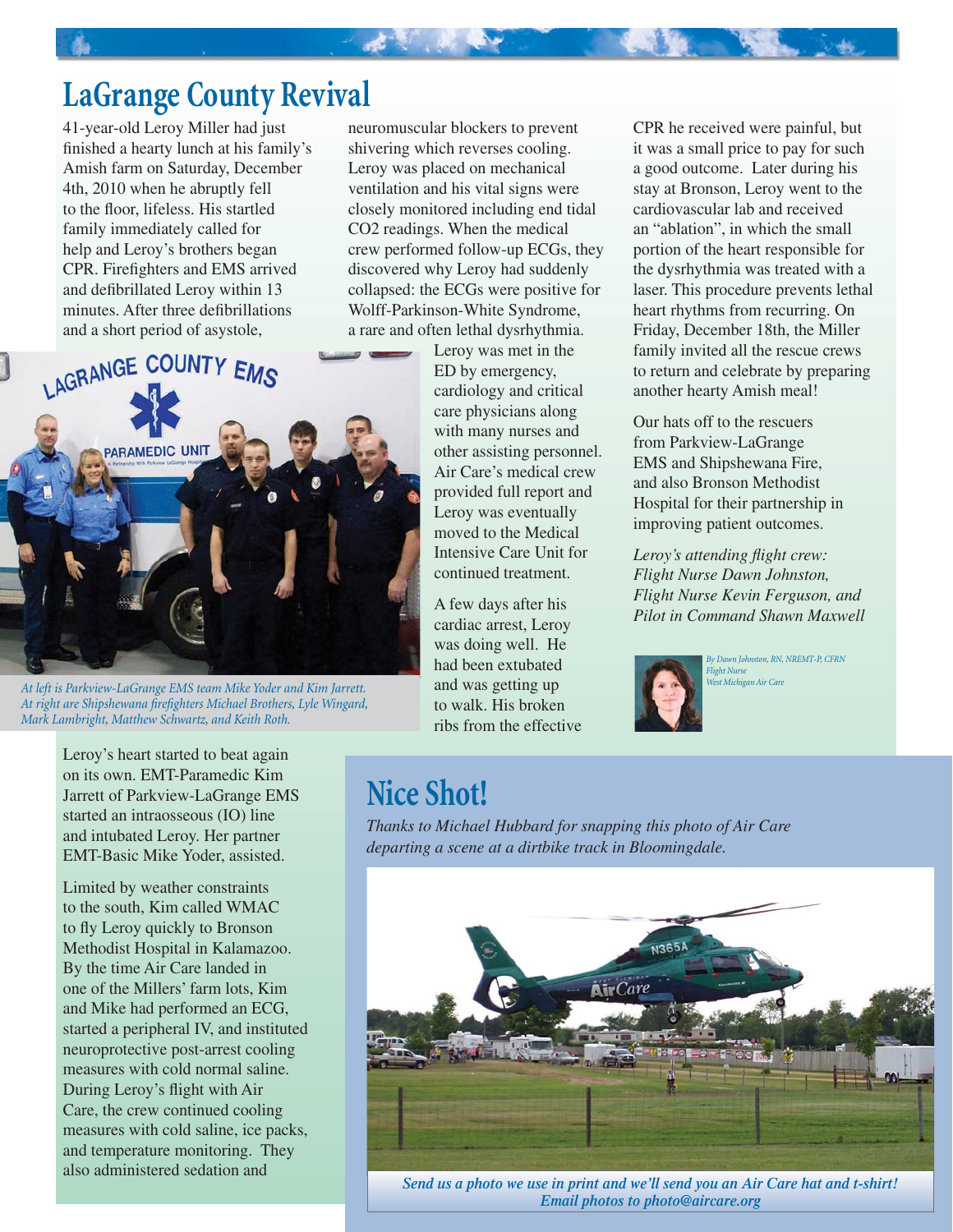# LaGrange County Revival

41-year-old Leroy Miller had just finished a hearty lunch at his family's Amish farm on Saturday, December 4th, 2010 when he abruptly fell to the floor, lifeless. His startled family immediately called for help and Leroy's brothers began CPR. Firefighters and EMS arrived and defibrillated Leroy within 13 minutes. After three defibrillations and a short period of asystole, Leroy's heart started to beat again on its own. EMT-Paramedic Kim Jarrett of Parkview-LaGrange EMS started an intraosseous (IO) line and intubated Leroy. Her partner EMT-Basic Mike Yoder, assisted.

*At left is Parkview-LaGrange EMS team Mike Yoder and Kim Jarrett. At right are Shipshewana firefighters Michael Brothers, Lyle Wingard, Mark Lambright, Matthew Schwartz, and Keith Roth.*

Limited by weather constraints to the south, Kim called WMAC to fly Leroy quickly to Bronson Methodist Hospital in Kalamazoo. By the time Air Care landed in one of the Millers' farm lots, Kim and Mike had performed an ECG, started a peripheral IV, and instituted neuroprotective post-arrest cooling measures with cold normal saline. During Leroy's flight with Air Care, the crew continued cooling measures with cold saline, ice packs, and temperature monitoring. They also administered sedation and neuromuscular blockers to prevent shivering which reverses cooling. Leroy was placed on mechanical ventilation and his vital signs were closely monitored including end tidal $CO_2$ readings. When the medical crew performed follow-up ECGs, they discovered why Leroy had suddenly collapsed: the ECGs were positive for Wolff-Parkinson-White Syndrome, a rare and often lethal dysrhythmia.

Leroy was met in the ED by emergency, cardiology and critical care physicians along with many nurses and other assisting personnel. Air Care's medical crew provided full report and Leroy was eventually moved to the Medical Intensive Care Unit for continued treatment.

A few days after his cardiac arrest, Leroy was doing well. He had been extubated and was getting up to walk. His broken ribs from the effective CPR he received were painful, but it was a small price to pay for such a good outcome. Later during his stay at Bronson, Leroy went to the cardiovascular lab and received an "ablation", in which the small portion of the heart responsible for the dysrhythmia was treated with a laser. This procedure prevents lethal heart rhythms from recurring. On Friday, December 18th, the Miller family invited all the rescue crews to return and celebrate by preparing another hearty Amish meal!

Our hats off to the rescuers from Parkview-LaGrange EMS and Shipshewana Fire, and also Bronson Methodist Hospital for their partnership in improving patient outcomes.

*Leroy's attending flight crew: Flight Nurse Dawn Johnston, Flight Nurse Kevin Ferguson, and Pilot in Command Shawn Maxwell*

*By Dawn Johnston, RN, NREMT-P, CFRN*
*Flight Nurse*
*West Michigan Air Care*

# Nice Shot!

*Thanks to Michael Hubbard for snapping this photo of Air Care departing a scene at a dirtbike track in Bloomingdale.*

***Send us a photo we use in print and we'll send you an Air Care hat and t-shirt! Email photos to photo@aircare.org***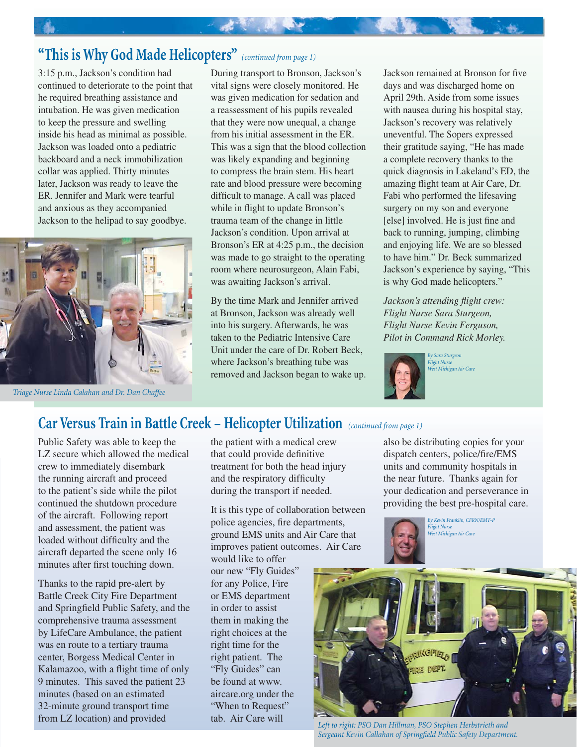## "This is Why God Made Helicopters" *(continued from page 1)*

3:15 p.m., Jackson's condition had continued to deteriorate to the point that he required breathing assistance and intubation. He was given medication to keep the pressure and swelling inside his head as minimal as possible. Jackson was loaded onto a pediatric backboard and a neck immobilization collar was applied. Thirty minutes later, Jackson was ready to leave the ER. Jennifer and Mark were tearful and anxious as they accompanied Jackson to the helipad to say goodbye.

*Triage Nurse Linda Calahan and Dr. Dan Chaffee*

During transport to Bronson, Jackson's vital signs were closely monitored. He was given medication for sedation and a reassessment of his pupils revealed that they were now unequal, a change from his initial assessment in the ER. This was a sign that the blood collection was likely expanding and beginning to compress the brain stem. His heart rate and blood pressure were becoming difficult to manage. A call was placed while in flight to update Bronson's trauma team of the change in little Jackson's condition. Upon arrival at Bronson's ER at 4:25 p.m., the decision was made to go straight to the operating room where neurosurgeon, Alain Fabi, was awaiting Jackson's arrival.

By the time Mark and Jennifer arrived at Bronson, Jackson was already well into his surgery. Afterwards, he was taken to the Pediatric Intensive Care Unit under the care of Dr. Robert Beck, where Jackson's breathing tube was removed and Jackson began to wake up.

Jackson remained at Bronson for five days and was discharged home on April 29th. Aside from some issues with nausea during his hospital stay, Jackson's recovery was relatively uneventful. The Sopers expressed their gratitude saying, "He has made a complete recovery thanks to the quick diagnosis in Lakeland's ED, the amazing flight team at Air Care, Dr. Fabi who performed the lifesaving surgery on my son and everyone [else] involved. He is just fine and back to running, jumping, climbing and enjoying life. We are so blessed to have him." Dr. Beck summarized Jackson's experience by saying, "This is why God made helicopters."

*Jackson's attending flight crew:*
*Flight Nurse Sara Sturgeon,*
*Flight Nurse Kevin Ferguson,*
*Pilot in Command Rick Morley.*

*By Sara Sturgeon*
*Flight Nurse*
*West Michigan Air Care*

## Car Versus Train in Battle Creek – Helicopter Utilization *(continued from page 1)*

Public Safety was able to keep the LZ secure which allowed the medical crew to immediately disembark the running aircraft and proceed to the patient's side while the pilot continued the shutdown procedure of the aircraft. Following report and assessment, the patient was loaded without difficulty and the aircraft departed the scene only 16 minutes after first touching down.

Thanks to the rapid pre-alert by Battle Creek City Fire Department and Springfield Public Safety, and the comprehensive trauma assessment by LifeCare Ambulance, the patient was en route to a tertiary trauma center, Borgess Medical Center in Kalamazoo, with a flight time of only 9 minutes. This saved the patient 23 minutes (based on an estimated 32-minute ground transport time from LZ location) and provided the patient with a medical crew that could provide definitive treatment for both the head injury and the respiratory difficulty during the transport if needed.

It is this type of collaboration between police agencies, fire departments, ground EMS units and Air Care that improves patient outcomes. Air Care would like to offer our new "Fly Guides" for any Police, Fire or EMS department in order to assist them in making the right choices at the right time for the right patient. The "Fly Guides" can be found at www.aircare.org under the "When to Request" tab. Air Care will also be distributing copies for your dispatch centers, police/fire/EMS units and community hospitals in the near future. Thanks again for your dedication and perseverance in providing the best pre-hospital care.

*By Kevin Franklin, CFRN/EMT-P*
*Flight Nurse*
*West Michigan Air Care*

*Left to right: PSO Dan Hillman, PSO Stephen Herbstrieth and Sergeant Kevin Callahan of Springfield Public Safety Department.*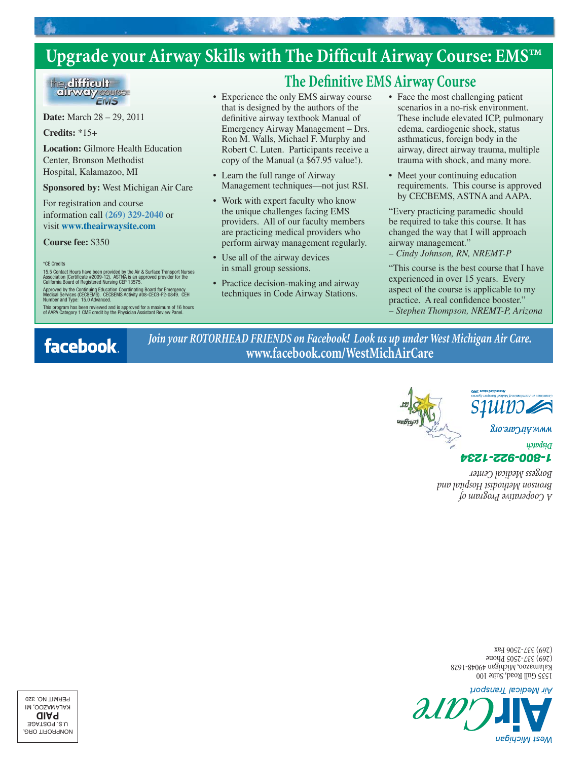# Upgrade your Airway Skills with The Difficult Airway Course: EMS™

the difficult airway course EMS

**Date:** March 28 – 29, 2011

**Credits:** *15+

**Location:** Gilmore Health Education Center, Bronson Methodist Hospital, Kalamazoo, MI

**Sponsored by:** West Michigan Air Care

For registration and course information call **(269) 329-2040** or visit **www.theairwaysite.com**

**Course fee:** $350

*CE Credits

15.5 Contact Hours have been provided by the Air & Surface Transport Nurses Association (Certificate #2009-12). ASTNA is an approved provider for the California Board of Registered Nursing CEP 13575.

Approved by the Continuing Education Coordinating Board for Emergency Medical Services (CECBEMS). CECBEMS Activity #08-CECB-F2-0849. CEH Number and Type: 15.0 Advanced.

This program has been reviewed and is approved for a maximum of 16 hours of AAPA Category 1 CME credit by the Physician Assistant Review Panel.

## The Definitive EMS Airway Course

- Experience the only EMS airway course that is designed by the authors of the definitive airway textbook Manual of Emergency Airway Management – Drs. Ron M. Walls, Michael F. Murphy and Robert C. Luten. Participants receive a copy of the Manual (a $67.95 value!).
- Learn the full range of Airway Management techniques—not just RSI.
- Work with expert faculty who know the unique challenges facing EMS providers. All of our faculty members are practicing medical providers who perform airway management regularly.
- Use all of the airway devices in small group sessions.
- Practice decision-making and airway techniques in Code Airway Stations.
- Face the most challenging patient scenarios in a no-risk environment. These include elevated ICP, pulmonary edema, cardiogenic shock, status asthmaticus, foreign body in the airway, direct airway trauma, multiple trauma with shock, and many more.
- Meet your continuing education requirements. This course is approved by CECBEMS, ASTNA and AAPA.

"Every practicing paramedic should be required to take this course. It has changed the way that I will approach airway management."
*– Cindy Johnson, RN, NREMT-P*

"This course is the best course that I have experienced in over 15 years. Every aspect of the course is applicable to my practice. A real confidence booster."
*– Stephen Thompson, NREMT-P, Arizona*

**facebook**

***Join your ROTORHEAD FRIENDS on Facebook! Look us up under West Michigan Air Care.***
**www.facebook.com/WestMichAirCare**

camts
Commission on Accreditation of Medical Transport Systems
Accredited since 1995

www.AirCare.org

*Dispatch*
**1-800-922-1234**

*A Cooperative Program of Bronson Methodist Hospital and Borgess Medical Center*

West Michigan
**Air***Care*
*Air Medical Transport*

1535 Gull Road, Suite 100
Kalamazoo, Michigan 49048-1628
(269) 337-2505 Phone
(269) 337-2506 Fax

NONPROFIT ORG.
U.S. POSTAGE
**PAID**
KALAMAZOO, MI
PERMIT NO. 320